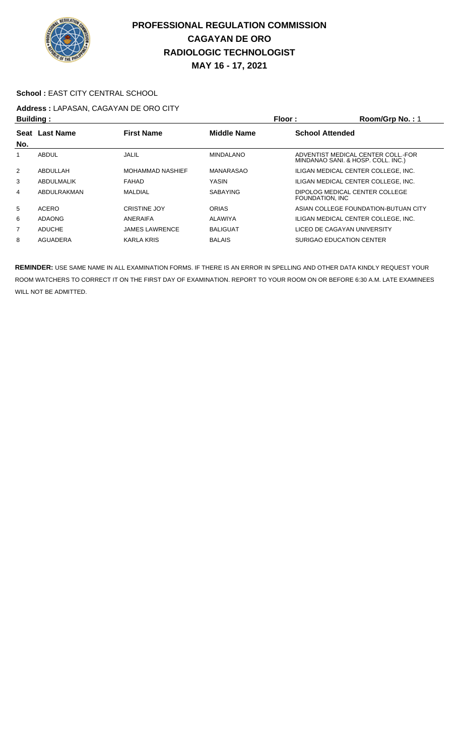# PROFESSIONAL REGULATION COMMISSION
## CAGAYAN DE ORO
## RADIOLOGIC TECHNOLOGIST
## MAY 16 - 17, 2021

**School :** EAST CITY CENTRAL SCHOOL

**Address :** LAPASAN, CAGAYAN DE ORO CITY

**Building :** **Floor :** **Room/Grp No. :** 1

| Seat No. | Last Name | First Name | Middle Name | School Attended |
|---|---|---|---|---|
| 1 | ABDUL | JALIL | MINDALANO | ADVENTIST MEDICAL CENTER COLL.-FOR MINDANAO SANI. & HOSP. COLL. INC.) |
| 2 | ABDULLAH | MOHAMMAD NASHIEF | MANARASAO | ILIGAN MEDICAL CENTER COLLEGE, INC. |
| 3 | ABDULMALIK | FAHAD | YASIN | ILIGAN MEDICAL CENTER COLLEGE, INC. |
| 4 | ABDULRAKMAN | MALDIAL | SABAYING | DIPOLOG MEDICAL CENTER COLLEGE FOUNDATION, INC |
| 5 | ACERO | CRISTINE JOY | ORIAS | ASIAN COLLEGE FOUNDATION-BUTUAN CITY |
| 6 | ADAONG | ANERAIFA | ALAWIYA | ILIGAN MEDICAL CENTER COLLEGE, INC. |
| 7 | ADUCHE | JAMES LAWRENCE | BALIGUAT | LICEO DE CAGAYAN UNIVERSITY |
| 8 | AGUADERA | KARLA KRIS | BALAIS | SURIGAO EDUCATION CENTER |

**REMINDER:** USE SAME NAME IN ALL EXAMINATION FORMS. IF THERE IS AN ERROR IN SPELLING AND OTHER DATA KINDLY REQUEST YOUR ROOM WATCHERS TO CORRECT IT ON THE FIRST DAY OF EXAMINATION. REPORT TO YOUR ROOM ON OR BEFORE 6:30 A.M. LATE EXAMINEES WILL NOT BE ADMITTED.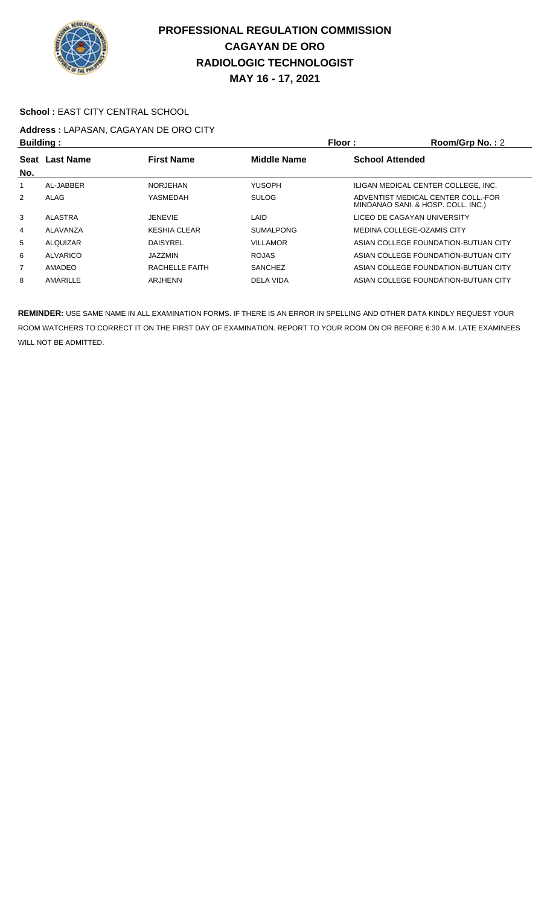# PROFESSIONAL REGULATION COMMISSION
# CAGAYAN DE ORO
# RADIOLOGIC TECHNOLOGIST
# MAY 16 - 17, 2021

**School :** EAST CITY CENTRAL SCHOOL

**Address :** LAPASAN, CAGAYAN DE ORO CITY

**Building :** **Floor :** **Room/Grp No. :** 2

| Seat No. | Last Name | First Name | Middle Name | School Attended |
|---|---|---|---|---|
| 1 | AL-JABBER | NORJEHAN | YUSOPH | ILIGAN MEDICAL CENTER COLLEGE, INC. |
| 2 | ALAG | YASMEDAH | SULOG | ADVENTIST MEDICAL CENTER COLL.-FOR MINDANAO SANI. & HOSP. COLL. INC.) |
| 3 | ALASTRA | JENEVIE | LAID | LICEO DE CAGAYAN UNIVERSITY |
| 4 | ALAVANZA | KESHIA CLEAR | SUMALPONG | MEDINA COLLEGE-OZAMIS CITY |
| 5 | ALQUIZAR | DAISYREL | VILLAMOR | ASIAN COLLEGE FOUNDATION-BUTUAN CITY |
| 6 | ALVARICO | JAZZMIN | ROJAS | ASIAN COLLEGE FOUNDATION-BUTUAN CITY |
| 7 | AMADEO | RACHELLE FAITH | SANCHEZ | ASIAN COLLEGE FOUNDATION-BUTUAN CITY |
| 8 | AMARILLE | ARJHENN | DELA VIDA | ASIAN COLLEGE FOUNDATION-BUTUAN CITY |

**REMINDER:** USE SAME NAME IN ALL EXAMINATION FORMS. IF THERE IS AN ERROR IN SPELLING AND OTHER DATA KINDLY REQUEST YOUR ROOM WATCHERS TO CORRECT IT ON THE FIRST DAY OF EXAMINATION. REPORT TO YOUR ROOM ON OR BEFORE 6:30 A.M. LATE EXAMINEES WILL NOT BE ADMITTED.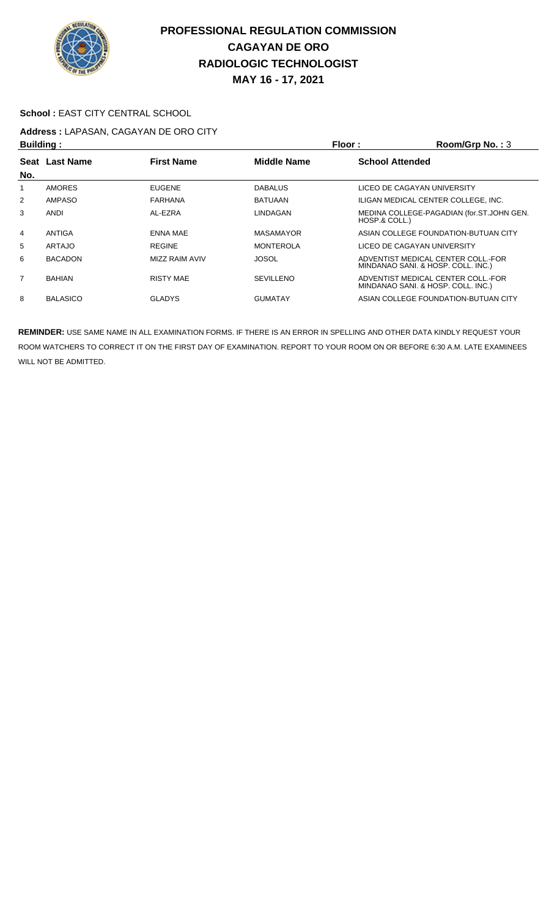# PROFESSIONAL REGULATION COMMISSION
# CAGAYAN DE ORO
# RADIOLOGIC TECHNOLOGIST
# MAY 16 - 17, 2021

**School :** EAST CITY CENTRAL SCHOOL

**Address :** LAPASAN, CAGAYAN DE ORO CITY

**Building :** **Floor :** **Room/Grp No. :** 3

| Seat No. | Last Name | First Name | Middle Name | School Attended |
|---|---|---|---|---|
| 1 | AMORES | EUGENE | DABALUS | LICEO DE CAGAYAN UNIVERSITY |
| 2 | AMPASO | FARHANA | BATUAAN | ILIGAN MEDICAL CENTER COLLEGE, INC. |
| 3 | ANDI | AL-EZRA | LINDAGAN | MEDINA COLLEGE-PAGADIAN (for.ST.JOHN GEN. HOSP.& COLL.) |
| 4 | ANTIGA | ENNA MAE | MASAMAYOR | ASIAN COLLEGE FOUNDATION-BUTUAN CITY |
| 5 | ARTAJO | REGINE | MONTEROLA | LICEO DE CAGAYAN UNIVERSITY |
| 6 | BACADON | MIZZ RAIM AVIV | JOSOL | ADVENTIST MEDICAL CENTER COLL.-FOR MINDANAO SANI. & HOSP. COLL. INC.) |
| 7 | BAHIAN | RISTY MAE | SEVILLENO | ADVENTIST MEDICAL CENTER COLL.-FOR MINDANAO SANI. & HOSP. COLL. INC.) |
| 8 | BALASICO | GLADYS | GUMATAY | ASIAN COLLEGE FOUNDATION-BUTUAN CITY |

**REMINDER:** USE SAME NAME IN ALL EXAMINATION FORMS. IF THERE IS AN ERROR IN SPELLING AND OTHER DATA KINDLY REQUEST YOUR ROOM WATCHERS TO CORRECT IT ON THE FIRST DAY OF EXAMINATION. REPORT TO YOUR ROOM ON OR BEFORE 6:30 A.M. LATE EXAMINEES WILL NOT BE ADMITTED.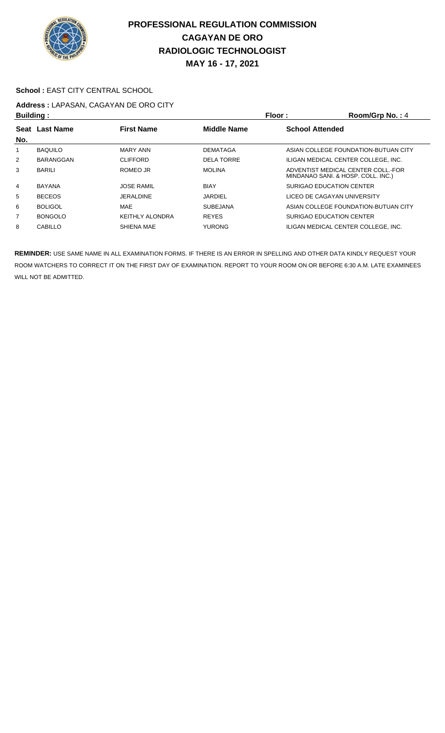# PROFESSIONAL REGULATION COMMISSION
# CAGAYAN DE ORO
# RADIOLOGIC TECHNOLOGIST
# MAY 16 - 17, 2021

**School :** EAST CITY CENTRAL SCHOOL

**Address :** LAPASAN, CAGAYAN DE ORO CITY

**Building :** **Floor :** **Room/Grp No. :** 4

| Seat No. | Last Name | First Name | Middle Name | School Attended |
|---|---|---|---|---|
| 1 | BAQUILO | MARY ANN | DEMATAGA | ASIAN COLLEGE FOUNDATION-BUTUAN CITY |
| 2 | BARANGGAN | CLIFFORD | DELA TORRE | ILIGAN MEDICAL CENTER COLLEGE, INC. |
| 3 | BARILI | ROMEO JR | MOLINA | ADVENTIST MEDICAL CENTER COLL.-FOR MINDANAO SANI. & HOSP. COLL. INC.) |
| 4 | BAYANA | JOSE RAMIL | BIAY | SURIGAO EDUCATION CENTER |
| 5 | BECEOS | JERALDINE | JARDIEL | LICEO DE CAGAYAN UNIVERSITY |
| 6 | BOLIGOL | MAE | SUBEJANA | ASIAN COLLEGE FOUNDATION-BUTUAN CITY |
| 7 | BONGOLO | KEITHLY ALONDRA | REYES | SURIGAO EDUCATION CENTER |
| 8 | CABILLO | SHIENA MAE | YURONG | ILIGAN MEDICAL CENTER COLLEGE, INC. |

**REMINDER:** USE SAME NAME IN ALL EXAMINATION FORMS. IF THERE IS AN ERROR IN SPELLING AND OTHER DATA KINDLY REQUEST YOUR ROOM WATCHERS TO CORRECT IT ON THE FIRST DAY OF EXAMINATION. REPORT TO YOUR ROOM ON OR BEFORE 6:30 A.M. LATE EXAMINEES WILL NOT BE ADMITTED.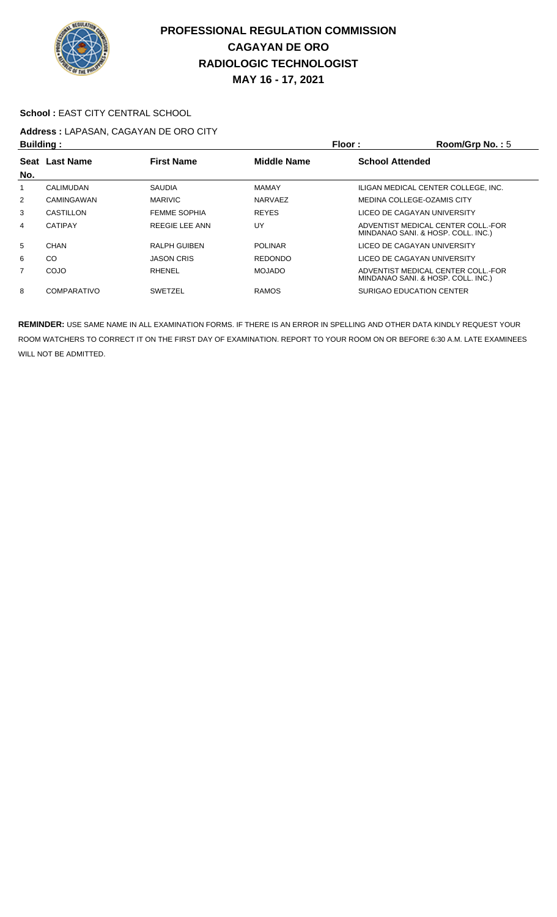# PROFESSIONAL REGULATION COMMISSION
# CAGAYAN DE ORO
# RADIOLOGIC TECHNOLOGIST
# MAY 16 - 17, 2021

**School :** EAST CITY CENTRAL SCHOOL

**Address :** LAPASAN, CAGAYAN DE ORO CITY

**Building :** **Floor :** **Room/Grp No. :** 5

| Seat No. | Last Name | First Name | Middle Name | School Attended |
|---|---|---|---|---|
| 1 | CALIMUDAN | SAUDIA | MAMAY | ILIGAN MEDICAL CENTER COLLEGE, INC. |
| 2 | CAMINGAWAN | MARIVIC | NARVAEZ | MEDINA COLLEGE-OZAMIS CITY |
| 3 | CASTILLON | FEMME SOPHIA | REYES | LICEO DE CAGAYAN UNIVERSITY |
| 4 | CATIPAY | REEGIE LEE ANN | UY | ADVENTIST MEDICAL CENTER COLL.-FOR MINDANAO SANI. & HOSP. COLL. INC.) |
| 5 | CHAN | RALPH GUIBEN | POLINAR | LICEO DE CAGAYAN UNIVERSITY |
| 6 | CO | JASON CRIS | REDONDO | LICEO DE CAGAYAN UNIVERSITY |
| 7 | COJO | RHENEL | MOJADO | ADVENTIST MEDICAL CENTER COLL.-FOR MINDANAO SANI. & HOSP. COLL. INC.) |
| 8 | COMPARATIVO | SWETZEL | RAMOS | SURIGAO EDUCATION CENTER |

**REMINDER:** USE SAME NAME IN ALL EXAMINATION FORMS. IF THERE IS AN ERROR IN SPELLING AND OTHER DATA KINDLY REQUEST YOUR ROOM WATCHERS TO CORRECT IT ON THE FIRST DAY OF EXAMINATION. REPORT TO YOUR ROOM ON OR BEFORE 6:30 A.M. LATE EXAMINEES WILL NOT BE ADMITTED.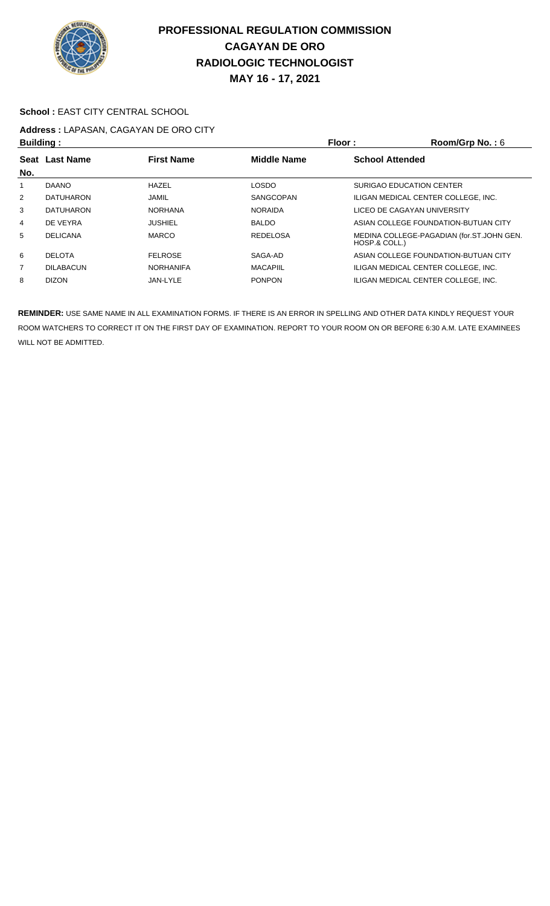# PROFESSIONAL REGULATION COMMISSION
# CAGAYAN DE ORO
# RADIOLOGIC TECHNOLOGIST
# MAY 16 - 17, 2021

**School :** EAST CITY CENTRAL SCHOOL

**Address :** LAPASAN, CAGAYAN DE ORO CITY

**Building :** **Floor :** **Room/Grp No. :** 6

| Seat No. | Last Name | First Name | Middle Name | School Attended |
|---|---|---|---|---|
| 1 | DAANO | HAZEL | LOSDO | SURIGAO EDUCATION CENTER |
| 2 | DATUHARON | JAMIL | SANGCOPAN | ILIGAN MEDICAL CENTER COLLEGE, INC. |
| 3 | DATUHARON | NORHANA | NORAIDA | LICEO DE CAGAYAN UNIVERSITY |
| 4 | DE VEYRA | JUSHIEL | BALDO | ASIAN COLLEGE FOUNDATION-BUTUAN CITY |
| 5 | DELICANA | MARCO | REDELOSA | MEDINA COLLEGE-PAGADIAN (for.ST.JOHN GEN. HOSP.& COLL.) |
| 6 | DELOTA | FELROSE | SAGA-AD | ASIAN COLLEGE FOUNDATION-BUTUAN CITY |
| 7 | DILABACUN | NORHANIFA | MACAPIIL | ILIGAN MEDICAL CENTER COLLEGE, INC. |
| 8 | DIZON | JAN-LYLE | PONPON | ILIGAN MEDICAL CENTER COLLEGE, INC. |

**REMINDER:** USE SAME NAME IN ALL EXAMINATION FORMS. IF THERE IS AN ERROR IN SPELLING AND OTHER DATA KINDLY REQUEST YOUR ROOM WATCHERS TO CORRECT IT ON THE FIRST DAY OF EXAMINATION. REPORT TO YOUR ROOM ON OR BEFORE 6:30 A.M. LATE EXAMINEES WILL NOT BE ADMITTED.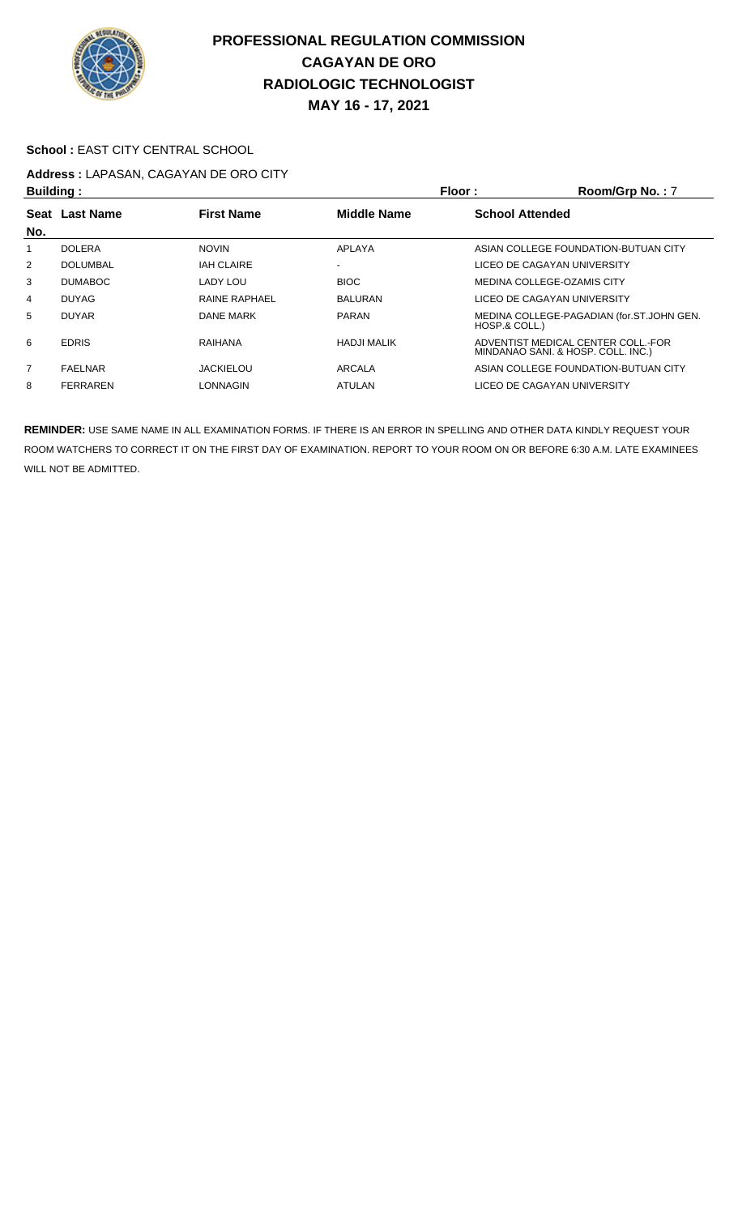# PROFESSIONAL REGULATION COMMISSION
# CAGAYAN DE ORO
# RADIOLOGIC TECHNOLOGIST
# MAY 16 - 17, 2021

**School :** EAST CITY CENTRAL SCHOOL

**Address :** LAPASAN, CAGAYAN DE ORO CITY

**Building :** **Floor :** **Room/Grp No. :** 7

| Seat No. | Last Name | First Name | Middle Name | School Attended |
|---|---|---|---|---|
| 1 | DOLERA | NOVIN | APLAYA | ASIAN COLLEGE FOUNDATION-BUTUAN CITY |
| 2 | DOLUMBAL | IAH CLAIRE | - | LICEO DE CAGAYAN UNIVERSITY |
| 3 | DUMABOC | LADY LOU | BIOC | MEDINA COLLEGE-OZAMIS CITY |
| 4 | DUYAG | RAINE RAPHAEL | BALURAN | LICEO DE CAGAYAN UNIVERSITY |
| 5 | DUYAR | DANE MARK | PARAN | MEDINA COLLEGE-PAGADIAN (for.ST.JOHN GEN. HOSP.& COLL.) |
| 6 | EDRIS | RAIHANA | HADJI MALIK | ADVENTIST MEDICAL CENTER COLL.-FOR MINDANAO SANI. & HOSP. COLL. INC.) |
| 7 | FAELNAR | JACKIELOU | ARCALA | ASIAN COLLEGE FOUNDATION-BUTUAN CITY |
| 8 | FERRAREN | LONNAGIN | ATULAN | LICEO DE CAGAYAN UNIVERSITY |

**REMINDER:** USE SAME NAME IN ALL EXAMINATION FORMS. IF THERE IS AN ERROR IN SPELLING AND OTHER DATA KINDLY REQUEST YOUR ROOM WATCHERS TO CORRECT IT ON THE FIRST DAY OF EXAMINATION. REPORT TO YOUR ROOM ON OR BEFORE 6:30 A.M. LATE EXAMINEES WILL NOT BE ADMITTED.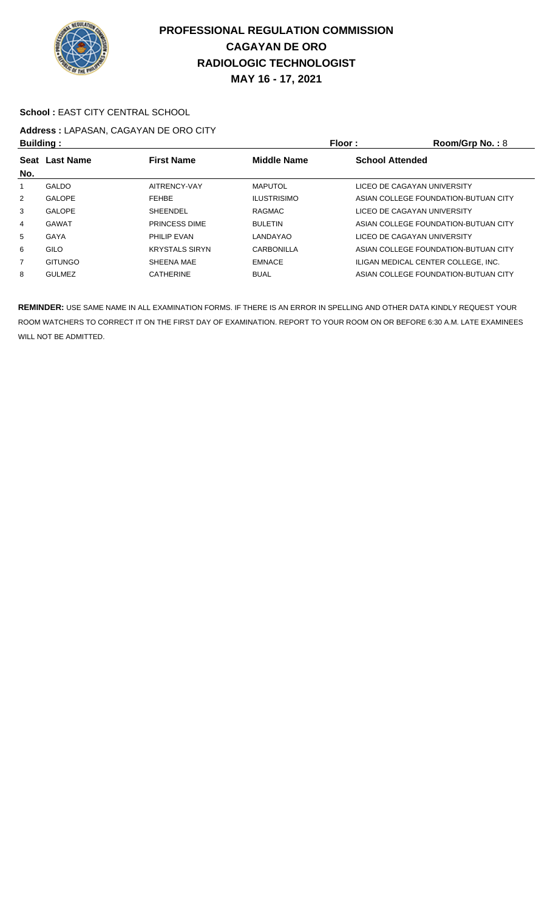# PROFESSIONAL REGULATION COMMISSION
## CAGAYAN DE ORO
## RADIOLOGIC TECHNOLOGIST
## MAY 16 - 17, 2021

**School :** EAST CITY CENTRAL SCHOOL

**Address :** LAPASAN, CAGAYAN DE ORO CITY

**Building :** **Floor :** **Room/Grp No. :** 8

| Seat No. | Last Name | First Name | Middle Name | School Attended |
|---|---|---|---|---|
| 1 | GALDO | AITRENCY-VAY | MAPUTOL | LICEO DE CAGAYAN UNIVERSITY |
| 2 | GALOPE | FEHBE | ILUSTRISIMO | ASIAN COLLEGE FOUNDATION-BUTUAN CITY |
| 3 | GALOPE | SHEENDEL | RAGMAC | LICEO DE CAGAYAN UNIVERSITY |
| 4 | GAWAT | PRINCESS DIME | BULETIN | ASIAN COLLEGE FOUNDATION-BUTUAN CITY |
| 5 | GAYA | PHILIP EVAN | LANDAYAO | LICEO DE CAGAYAN UNIVERSITY |
| 6 | GILO | KRYSTALS SIRYN | CARBONILLA | ASIAN COLLEGE FOUNDATION-BUTUAN CITY |
| 7 | GITUNGO | SHEENA MAE | EMNACE | ILIGAN MEDICAL CENTER COLLEGE, INC. |
| 8 | GULMEZ | CATHERINE | BUAL | ASIAN COLLEGE FOUNDATION-BUTUAN CITY |

**REMINDER:** USE SAME NAME IN ALL EXAMINATION FORMS. IF THERE IS AN ERROR IN SPELLING AND OTHER DATA KINDLY REQUEST YOUR ROOM WATCHERS TO CORRECT IT ON THE FIRST DAY OF EXAMINATION. REPORT TO YOUR ROOM ON OR BEFORE 6:30 A.M. LATE EXAMINEES WILL NOT BE ADMITTED.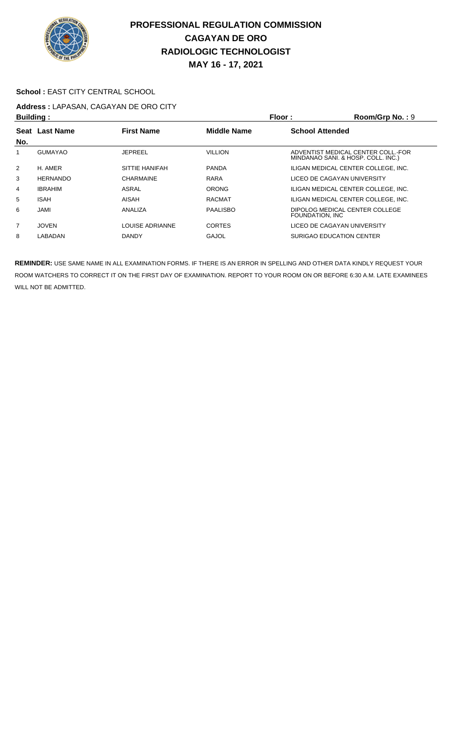# PROFESSIONAL REGULATION COMMISSION
## CAGAYAN DE ORO
## RADIOLOGIC TECHNOLOGIST
## MAY 16 - 17, 2021

**School :** EAST CITY CENTRAL SCHOOL

**Address :** LAPASAN, CAGAYAN DE ORO CITY

**Building :** **Floor :** **Room/Grp No. :** 9

| Seat No. | Last Name | First Name | Middle Name | School Attended |
|---|---|---|---|---|
| 1 | GUMAYAO | JEPREEL | VILLION | ADVENTIST MEDICAL CENTER COLL.-FOR MINDANAO SANI. & HOSP. COLL. INC.) |
| 2 | H. AMER | SITTIE HANIFAH | PANDA | ILIGAN MEDICAL CENTER COLLEGE, INC. |
| 3 | HERNANDO | CHARMAINE | RARA | LICEO DE CAGAYAN UNIVERSITY |
| 4 | IBRAHIM | ASRAL | ORONG | ILIGAN MEDICAL CENTER COLLEGE, INC. |
| 5 | ISAH | AISAH | RACMAT | ILIGAN MEDICAL CENTER COLLEGE, INC. |
| 6 | JAMI | ANALIZA | PAALISBO | DIPOLOG MEDICAL CENTER COLLEGE FOUNDATION, INC |
| 7 | JOVEN | LOUISE ADRIANNE | CORTES | LICEO DE CAGAYAN UNIVERSITY |
| 8 | LABADAN | DANDY | GAJOL | SURIGAO EDUCATION CENTER |

**REMINDER:** USE SAME NAME IN ALL EXAMINATION FORMS. IF THERE IS AN ERROR IN SPELLING AND OTHER DATA KINDLY REQUEST YOUR ROOM WATCHERS TO CORRECT IT ON THE FIRST DAY OF EXAMINATION. REPORT TO YOUR ROOM ON OR BEFORE 6:30 A.M. LATE EXAMINEES WILL NOT BE ADMITTED.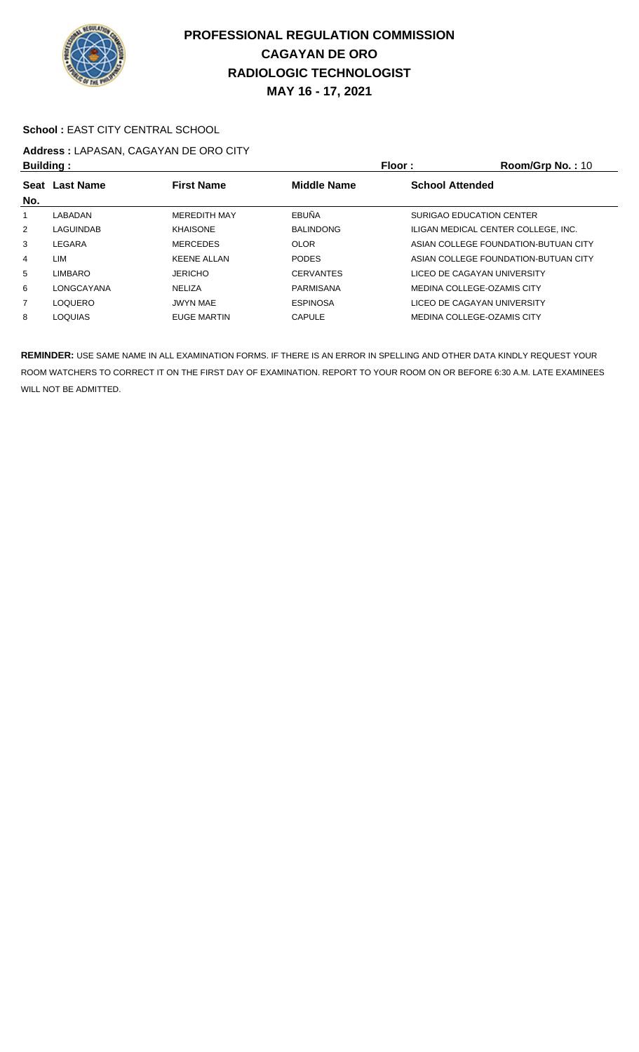# PROFESSIONAL REGULATION COMMISSION
## CAGAYAN DE ORO
## RADIOLOGIC TECHNOLOGIST
## MAY 16 - 17, 2021

**School :** EAST CITY CENTRAL SCHOOL

**Address :** LAPASAN, CAGAYAN DE ORO CITY

**Building :** **Floor :** **Room/Grp No. :** 10

| Seat No. | Last Name | First Name | Middle Name | School Attended |
|---|---|---|---|---|
| 1 | LABADAN | MEREDITH MAY | EBUÑA | SURIGAO EDUCATION CENTER |
| 2 | LAGUINDAB | KHAISONE | BALINDONG | ILIGAN MEDICAL CENTER COLLEGE, INC. |
| 3 | LEGARA | MERCEDES | OLOR | ASIAN COLLEGE FOUNDATION-BUTUAN CITY |
| 4 | LIM | KEENE ALLAN | PODES | ASIAN COLLEGE FOUNDATION-BUTUAN CITY |
| 5 | LIMBARO | JERICHO | CERVANTES | LICEO DE CAGAYAN UNIVERSITY |
| 6 | LONGCAYANA | NELIZA | PARMISANA | MEDINA COLLEGE-OZAMIS CITY |
| 7 | LOQUERO | JWYN MAE | ESPINOSA | LICEO DE CAGAYAN UNIVERSITY |
| 8 | LOQUIAS | EUGE MARTIN | CAPULE | MEDINA COLLEGE-OZAMIS CITY |

**REMINDER:** USE SAME NAME IN ALL EXAMINATION FORMS. IF THERE IS AN ERROR IN SPELLING AND OTHER DATA KINDLY REQUEST YOUR ROOM WATCHERS TO CORRECT IT ON THE FIRST DAY OF EXAMINATION. REPORT TO YOUR ROOM ON OR BEFORE 6:30 A.M. LATE EXAMINEES WILL NOT BE ADMITTED.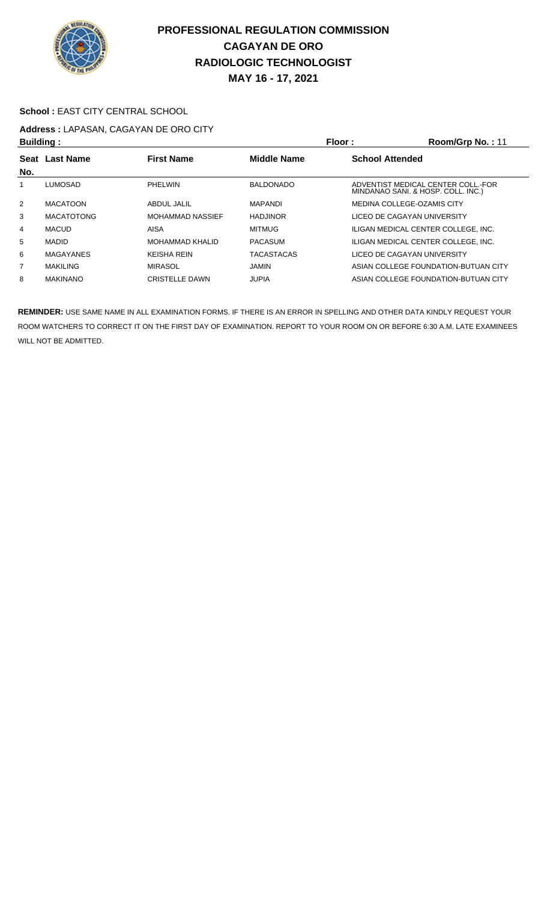# PROFESSIONAL REGULATION COMMISSION
# CAGAYAN DE ORO
# RADIOLOGIC TECHNOLOGIST
# MAY 16 - 17, 2021

**School :** EAST CITY CENTRAL SCHOOL

**Address :** LAPASAN, CAGAYAN DE ORO CITY

**Building :** **Floor :** **Room/Grp No. :** 11

| Seat No. | Last Name | First Name | Middle Name | School Attended |
|---|---|---|---|---|
| 1 | LUMOSAD | PHELWIN | BALDONADO | ADVENTIST MEDICAL CENTER COLL.-FOR MINDANAO SANI. & HOSP. COLL. INC.) |
| 2 | MACATOON | ABDUL JALIL | MAPANDI | MEDINA COLLEGE-OZAMIS CITY |
| 3 | MACATOTONG | MOHAMMAD NASSIEF | HADJINOR | LICEO DE CAGAYAN UNIVERSITY |
| 4 | MACUD | AISA | MITMUG | ILIGAN MEDICAL CENTER COLLEGE, INC. |
| 5 | MADID | MOHAMMAD KHALID | PACASUM | ILIGAN MEDICAL CENTER COLLEGE, INC. |
| 6 | MAGAYANES | KEISHA REIN | TACASTACAS | LICEO DE CAGAYAN UNIVERSITY |
| 7 | MAKILING | MIRASOL | JAMIN | ASIAN COLLEGE FOUNDATION-BUTUAN CITY |
| 8 | MAKINANO | CRISTELLE DAWN | JUPIA | ASIAN COLLEGE FOUNDATION-BUTUAN CITY |

**REMINDER:** USE SAME NAME IN ALL EXAMINATION FORMS. IF THERE IS AN ERROR IN SPELLING AND OTHER DATA KINDLY REQUEST YOUR ROOM WATCHERS TO CORRECT IT ON THE FIRST DAY OF EXAMINATION. REPORT TO YOUR ROOM ON OR BEFORE 6:30 A.M. LATE EXAMINEES WILL NOT BE ADMITTED.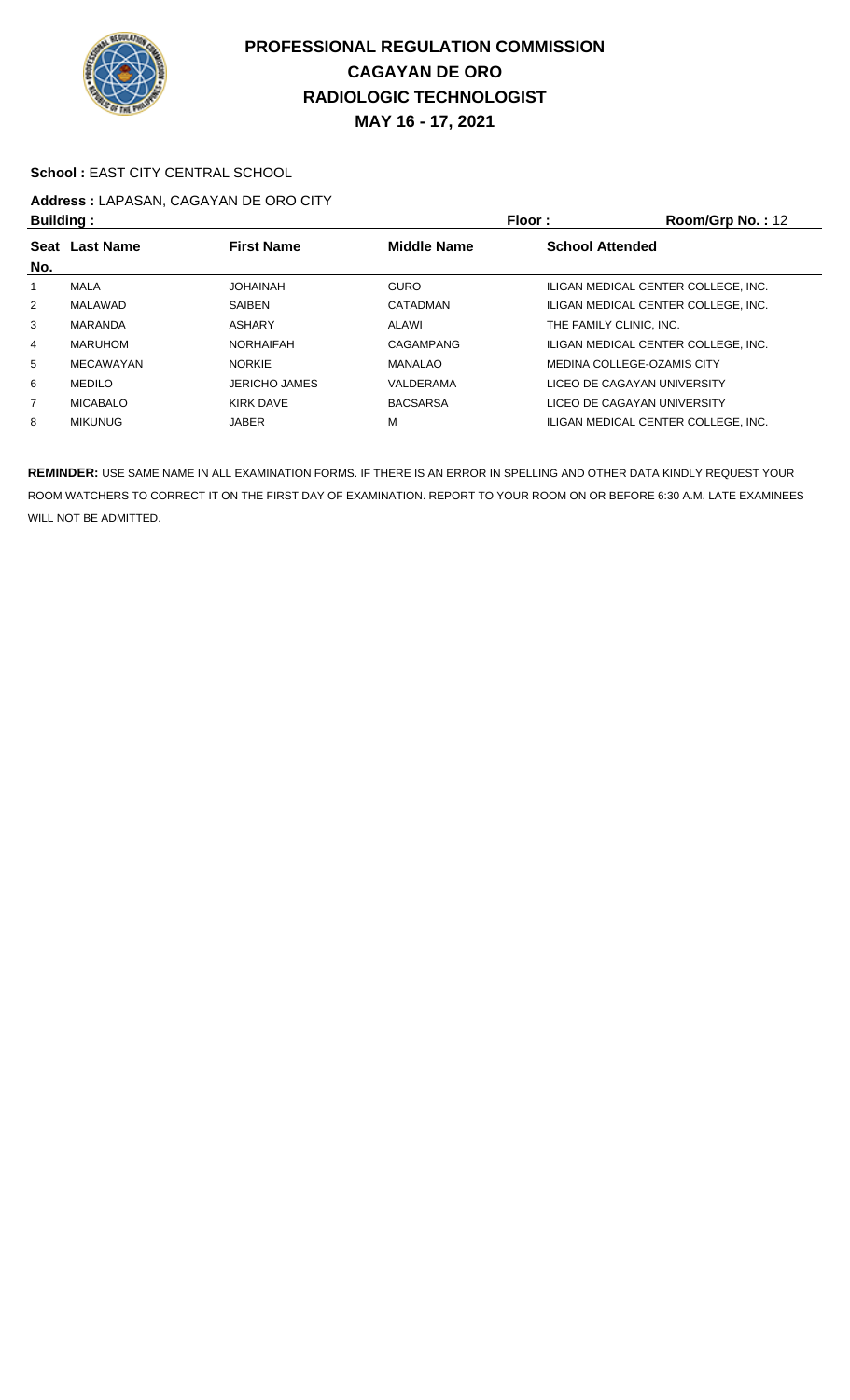# PROFESSIONAL REGULATION COMMISSION
# CAGAYAN DE ORO
# RADIOLOGIC TECHNOLOGIST
# MAY 16 - 17, 2021

**School :** EAST CITY CENTRAL SCHOOL

**Address :** LAPASAN, CAGAYAN DE ORO CITY

**Building :** **Floor :** **Room/Grp No. :** 12

| Seat No. | Last Name | First Name | Middle Name | School Attended |
|---|---|---|---|---|
| 1 | MALA | JOHAINAH | GURO | ILIGAN MEDICAL CENTER COLLEGE, INC. |
| 2 | MALAWAD | SAIBEN | CATADMAN | ILIGAN MEDICAL CENTER COLLEGE, INC. |
| 3 | MARANDA | ASHARY | ALAWI | THE FAMILY CLINIC, INC. |
| 4 | MARUHOM | NORHAIFAH | CAGAMPANG | ILIGAN MEDICAL CENTER COLLEGE, INC. |
| 5 | MECAWAYAN | NORKIE | MANALAO | MEDINA COLLEGE-OZAMIS CITY |
| 6 | MEDILO | JERICHO JAMES | VALDERAMA | LICEO DE CAGAYAN UNIVERSITY |
| 7 | MICABALO | KIRK DAVE | BACSARSA | LICEO DE CAGAYAN UNIVERSITY |
| 8 | MIKUNUG | JABER | M | ILIGAN MEDICAL CENTER COLLEGE, INC. |

**REMINDER:** USE SAME NAME IN ALL EXAMINATION FORMS. IF THERE IS AN ERROR IN SPELLING AND OTHER DATA KINDLY REQUEST YOUR ROOM WATCHERS TO CORRECT IT ON THE FIRST DAY OF EXAMINATION. REPORT TO YOUR ROOM ON OR BEFORE 6:30 A.M. LATE EXAMINEES WILL NOT BE ADMITTED.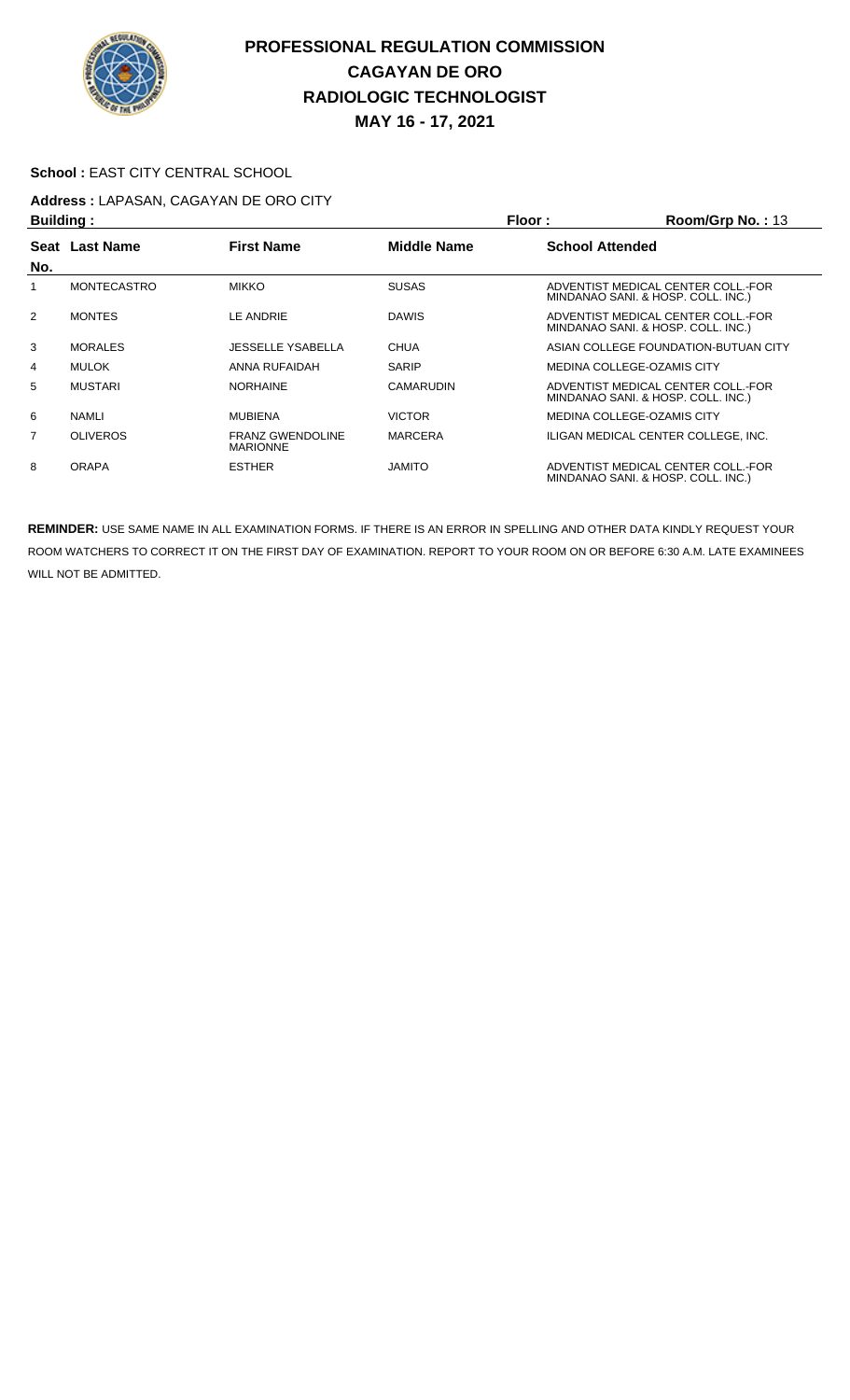# PROFESSIONAL REGULATION COMMISSION
# CAGAYAN DE ORO
# RADIOLOGIC TECHNOLOGIST
# MAY 16 - 17, 2021

**School :** EAST CITY CENTRAL SCHOOL

**Address :** LAPASAN, CAGAYAN DE ORO CITY

**Building :** **Floor :** **Room/Grp No. :** 13

| Seat No. | Last Name | First Name | Middle Name | School Attended |
|---|---|---|---|---|
| 1 | MONTECASTRO | MIKKO | SUSAS | ADVENTIST MEDICAL CENTER COLL.-FOR MINDANAO SANI. & HOSP. COLL. INC.) |
| 2 | MONTES | LE ANDRIE | DAWIS | ADVENTIST MEDICAL CENTER COLL.-FOR MINDANAO SANI. & HOSP. COLL. INC.) |
| 3 | MORALES | JESSELLE YSABELLA | CHUA | ASIAN COLLEGE FOUNDATION-BUTUAN CITY |
| 4 | MULOK | ANNA RUFAIDAH | SARIP | MEDINA COLLEGE-OZAMIS CITY |
| 5 | MUSTARI | NORHAINE | CAMARUDIN | ADVENTIST MEDICAL CENTER COLL.-FOR MINDANAO SANI. & HOSP. COLL. INC.) |
| 6 | NAMLI | MUBIENA | VICTOR | MEDINA COLLEGE-OZAMIS CITY |
| 7 | OLIVEROS | FRANZ GWENDOLINE MARIONNE | MARCERA | ILIGAN MEDICAL CENTER COLLEGE, INC. |
| 8 | ORAPA | ESTHER | JAMITO | ADVENTIST MEDICAL CENTER COLL.-FOR MINDANAO SANI. & HOSP. COLL. INC.) |

**REMINDER:** USE SAME NAME IN ALL EXAMINATION FORMS. IF THERE IS AN ERROR IN SPELLING AND OTHER DATA KINDLY REQUEST YOUR ROOM WATCHERS TO CORRECT IT ON THE FIRST DAY OF EXAMINATION. REPORT TO YOUR ROOM ON OR BEFORE 6:30 A.M. LATE EXAMINEES WILL NOT BE ADMITTED.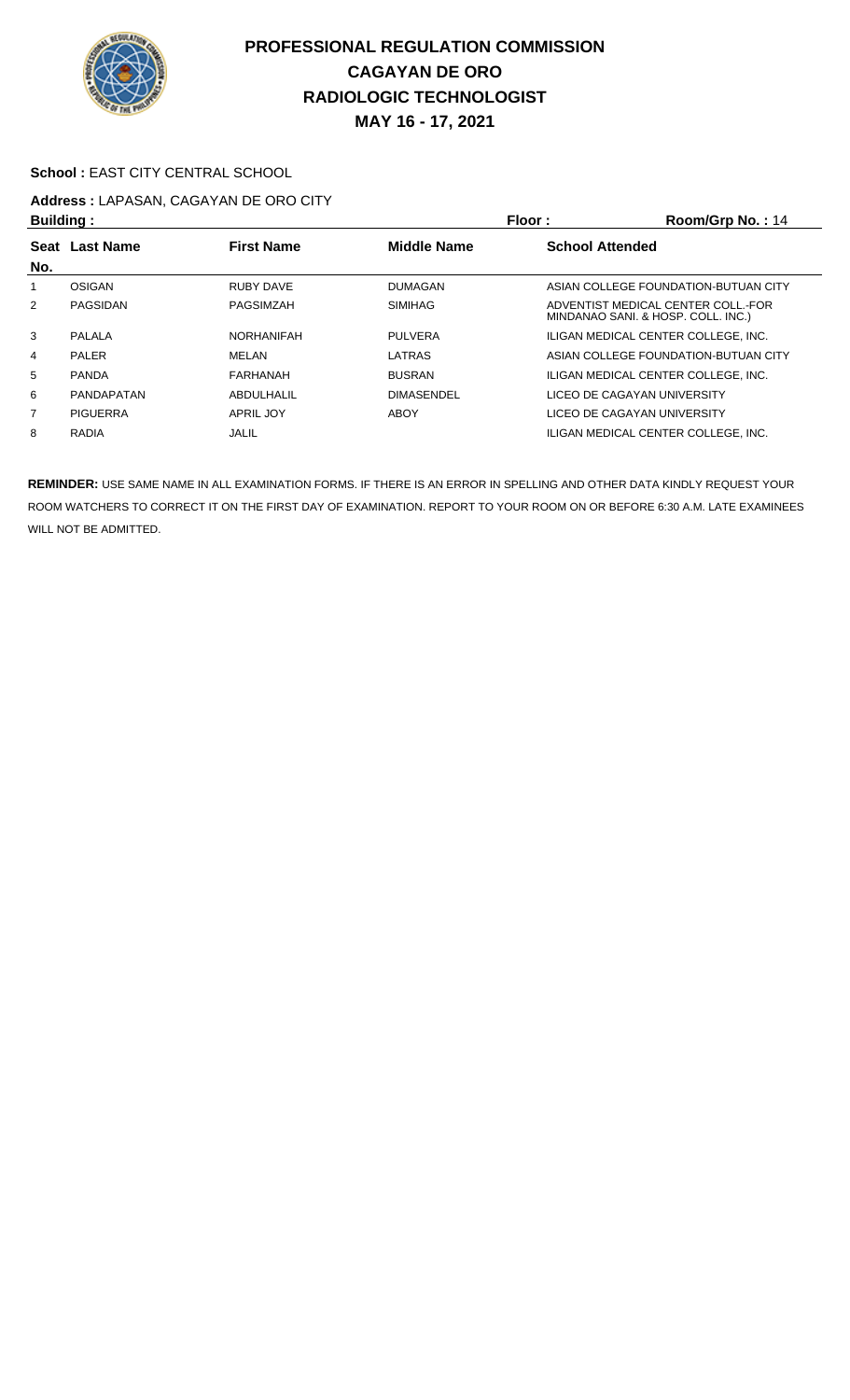# PROFESSIONAL REGULATION COMMISSION
# CAGAYAN DE ORO
# RADIOLOGIC TECHNOLOGIST
# MAY 16 - 17, 2021

**School :** EAST CITY CENTRAL SCHOOL

**Address :** LAPASAN, CAGAYAN DE ORO CITY

**Building :** **Floor :** **Room/Grp No. :** 14

| Seat No. | Last Name | First Name | Middle Name | School Attended |
|---|---|---|---|---|
| 1 | OSIGAN | RUBY DAVE | DUMAGAN | ASIAN COLLEGE FOUNDATION-BUTUAN CITY |
| 2 | PAGSIDAN | PAGSIMZAH | SIMIHAG | ADVENTIST MEDICAL CENTER COLL.-FOR MINDANAO SANI. & HOSP. COLL. INC.) |
| 3 | PALALA | NORHANIFAH | PULVERA | ILIGAN MEDICAL CENTER COLLEGE, INC. |
| 4 | PALER | MELAN | LATRAS | ASIAN COLLEGE FOUNDATION-BUTUAN CITY |
| 5 | PANDA | FARHANAH | BUSRAN | ILIGAN MEDICAL CENTER COLLEGE, INC. |
| 6 | PANDAPATAN | ABDULHALIL | DIMASENDEL | LICEO DE CAGAYAN UNIVERSITY |
| 7 | PIGUERRA | APRIL JOY | ABOY | LICEO DE CAGAYAN UNIVERSITY |
| 8 | RADIA | JALIL | | ILIGAN MEDICAL CENTER COLLEGE, INC. |

**REMINDER:** USE SAME NAME IN ALL EXAMINATION FORMS. IF THERE IS AN ERROR IN SPELLING AND OTHER DATA KINDLY REQUEST YOUR ROOM WATCHERS TO CORRECT IT ON THE FIRST DAY OF EXAMINATION. REPORT TO YOUR ROOM ON OR BEFORE 6:30 A.M. LATE EXAMINEES WILL NOT BE ADMITTED.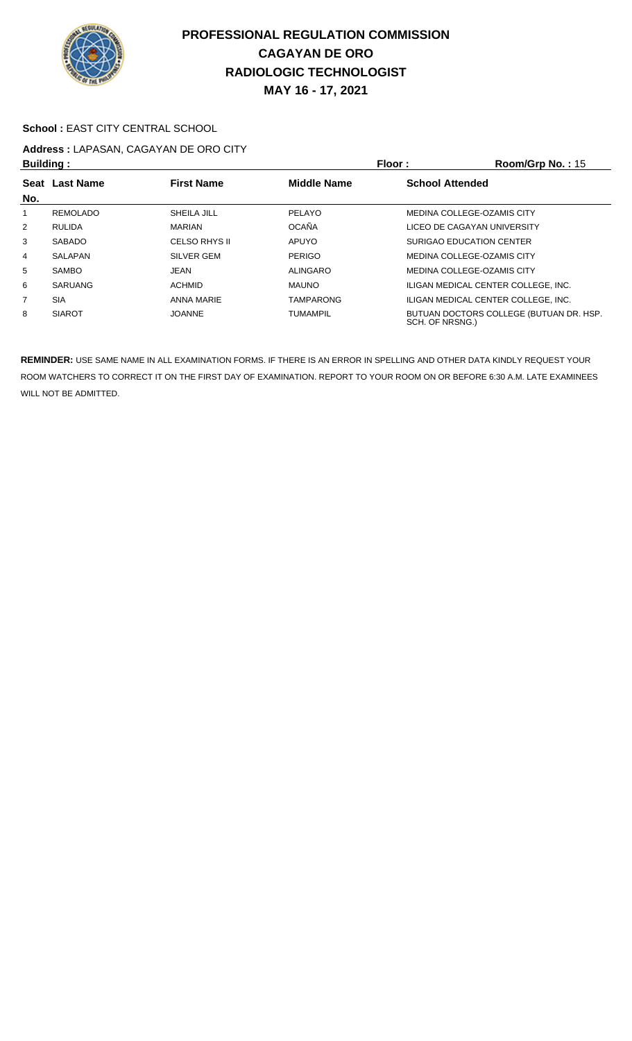# PROFESSIONAL REGULATION COMMISSION
## CAGAYAN DE ORO
## RADIOLOGIC TECHNOLOGIST
## MAY 16 - 17, 2021

**School :** EAST CITY CENTRAL SCHOOL

**Address :** LAPASAN, CAGAYAN DE ORO CITY

**Building :** **Floor :** **Room/Grp No. :** 15

| Seat No. | Last Name | First Name | Middle Name | School Attended |
|---|---|---|---|---|
| 1 | REMOLADO | SHEILA JILL | PELAYO | MEDINA COLLEGE-OZAMIS CITY |
| 2 | RULIDA | MARIAN | OCAÑA | LICEO DE CAGAYAN UNIVERSITY |
| 3 | SABADO | CELSO RHYS II | APUYO | SURIGAO EDUCATION CENTER |
| 4 | SALAPAN | SILVER GEM | PERIGO | MEDINA COLLEGE-OZAMIS CITY |
| 5 | SAMBO | JEAN | ALINGARO | MEDINA COLLEGE-OZAMIS CITY |
| 6 | SARUANG | ACHMID | MAUNO | ILIGAN MEDICAL CENTER COLLEGE, INC. |
| 7 | SIA | ANNA MARIE | TAMPARONG | ILIGAN MEDICAL CENTER COLLEGE, INC. |
| 8 | SIAROT | JOANNE | TUMAMPIL | BUTUAN DOCTORS COLLEGE (BUTUAN DR. HSP. SCH. OF NRSNG.) |

**REMINDER:** USE SAME NAME IN ALL EXAMINATION FORMS. IF THERE IS AN ERROR IN SPELLING AND OTHER DATA KINDLY REQUEST YOUR ROOM WATCHERS TO CORRECT IT ON THE FIRST DAY OF EXAMINATION. REPORT TO YOUR ROOM ON OR BEFORE 6:30 A.M. LATE EXAMINEES WILL NOT BE ADMITTED.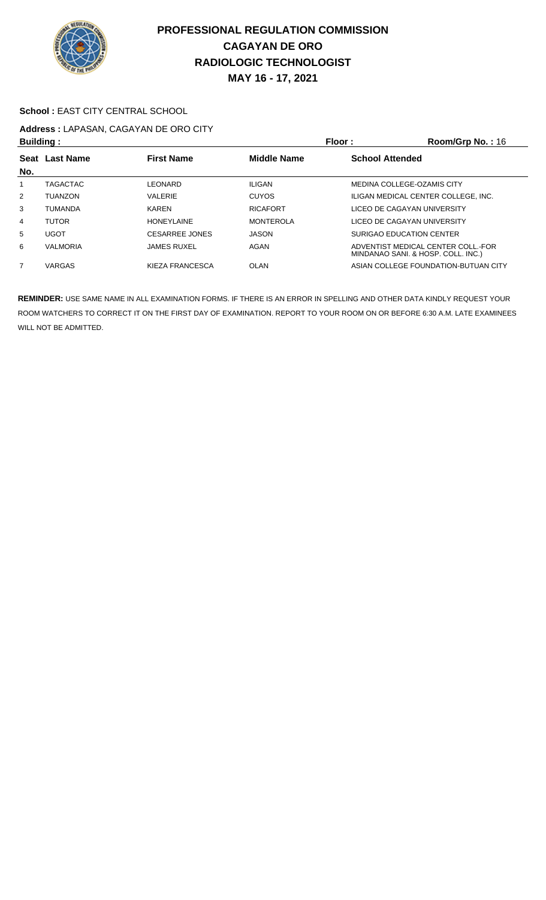# PROFESSIONAL REGULATION COMMISSION
# CAGAYAN DE ORO
# RADIOLOGIC TECHNOLOGIST
# MAY 16 - 17, 2021

**School :** EAST CITY CENTRAL SCHOOL

**Address :** LAPASAN, CAGAYAN DE ORO CITY

**Building :** **Floor :** **Room/Grp No. :** 16

| Seat No. | Last Name | First Name | Middle Name | School Attended |
|---|---|---|---|---|
| 1 | TAGACTAC | LEONARD | ILIGAN | MEDINA COLLEGE-OZAMIS CITY |
| 2 | TUANZON | VALERIE | CUYOS | ILIGAN MEDICAL CENTER COLLEGE, INC. |
| 3 | TUMANDA | KAREN | RICAFORT | LICEO DE CAGAYAN UNIVERSITY |
| 4 | TUTOR | HONEYLAINE | MONTEROLA | LICEO DE CAGAYAN UNIVERSITY |
| 5 | UGOT | CESARREE JONES | JASON | SURIGAO EDUCATION CENTER |
| 6 | VALMORIA | JAMES RUXEL | AGAN | ADVENTIST MEDICAL CENTER COLL.-FOR MINDANAO SANI. & HOSP. COLL. INC.) |
| 7 | VARGAS | KIEZA FRANCESCA | OLAN | ASIAN COLLEGE FOUNDATION-BUTUAN CITY |

**REMINDER:** USE SAME NAME IN ALL EXAMINATION FORMS. IF THERE IS AN ERROR IN SPELLING AND OTHER DATA KINDLY REQUEST YOUR ROOM WATCHERS TO CORRECT IT ON THE FIRST DAY OF EXAMINATION. REPORT TO YOUR ROOM ON OR BEFORE 6:30 A.M. LATE EXAMINEES WILL NOT BE ADMITTED.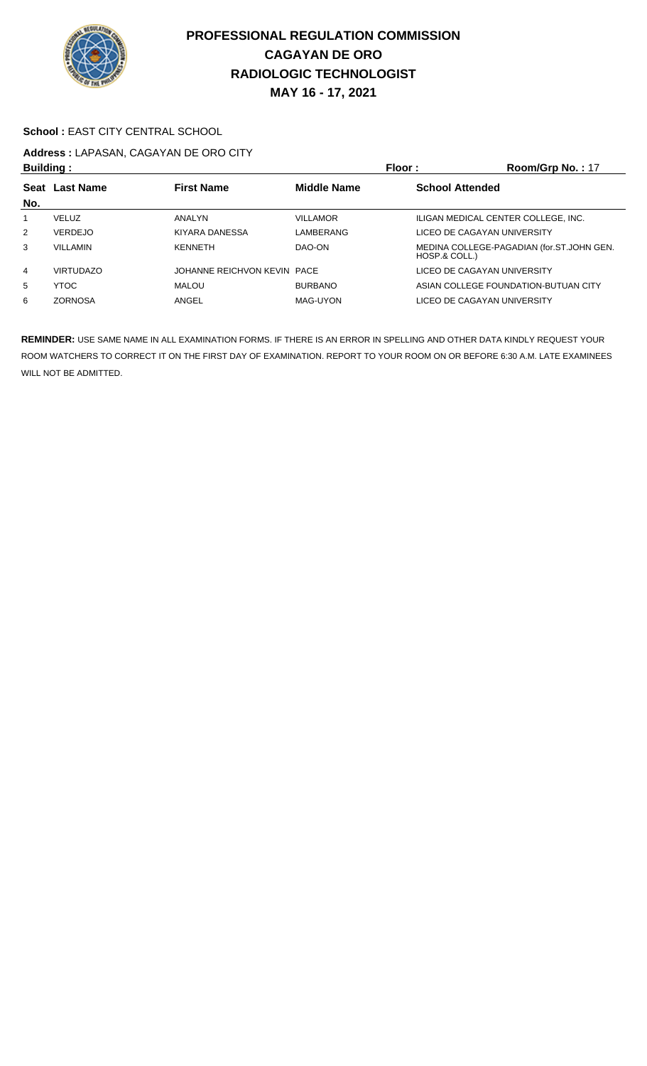# PROFESSIONAL REGULATION COMMISSION
# CAGAYAN DE ORO
# RADIOLOGIC TECHNOLOGIST
# MAY 16 - 17, 2021

**School :** EAST CITY CENTRAL SCHOOL

**Address :** LAPASAN, CAGAYAN DE ORO CITY

**Building :** **Floor :** **Room/Grp No. :** 17

| Seat No. | Last Name | First Name | Middle Name | School Attended |
|---|---|---|---|---|
| 1 | VELUZ | ANALYN | VILLAMOR | ILIGAN MEDICAL CENTER COLLEGE, INC. |
| 2 | VERDEJO | KIYARA DANESSA | LAMBERANG | LICEO DE CAGAYAN UNIVERSITY |
| 3 | VILLAMIN | KENNETH | DAO-ON | MEDINA COLLEGE-PAGADIAN (for.ST.JOHN GEN. HOSP.& COLL.) |
| 4 | VIRTUDAZO | JOHANNE REICHVON KEVIN | PACE | LICEO DE CAGAYAN UNIVERSITY |
| 5 | YTOC | MALOU | BURBANO | ASIAN COLLEGE FOUNDATION-BUTUAN CITY |
| 6 | ZORNOSA | ANGEL | MAG-UYON | LICEO DE CAGAYAN UNIVERSITY |

**REMINDER:** USE SAME NAME IN ALL EXAMINATION FORMS. IF THERE IS AN ERROR IN SPELLING AND OTHER DATA KINDLY REQUEST YOUR ROOM WATCHERS TO CORRECT IT ON THE FIRST DAY OF EXAMINATION. REPORT TO YOUR ROOM ON OR BEFORE 6:30 A.M. LATE EXAMINEES WILL NOT BE ADMITTED.